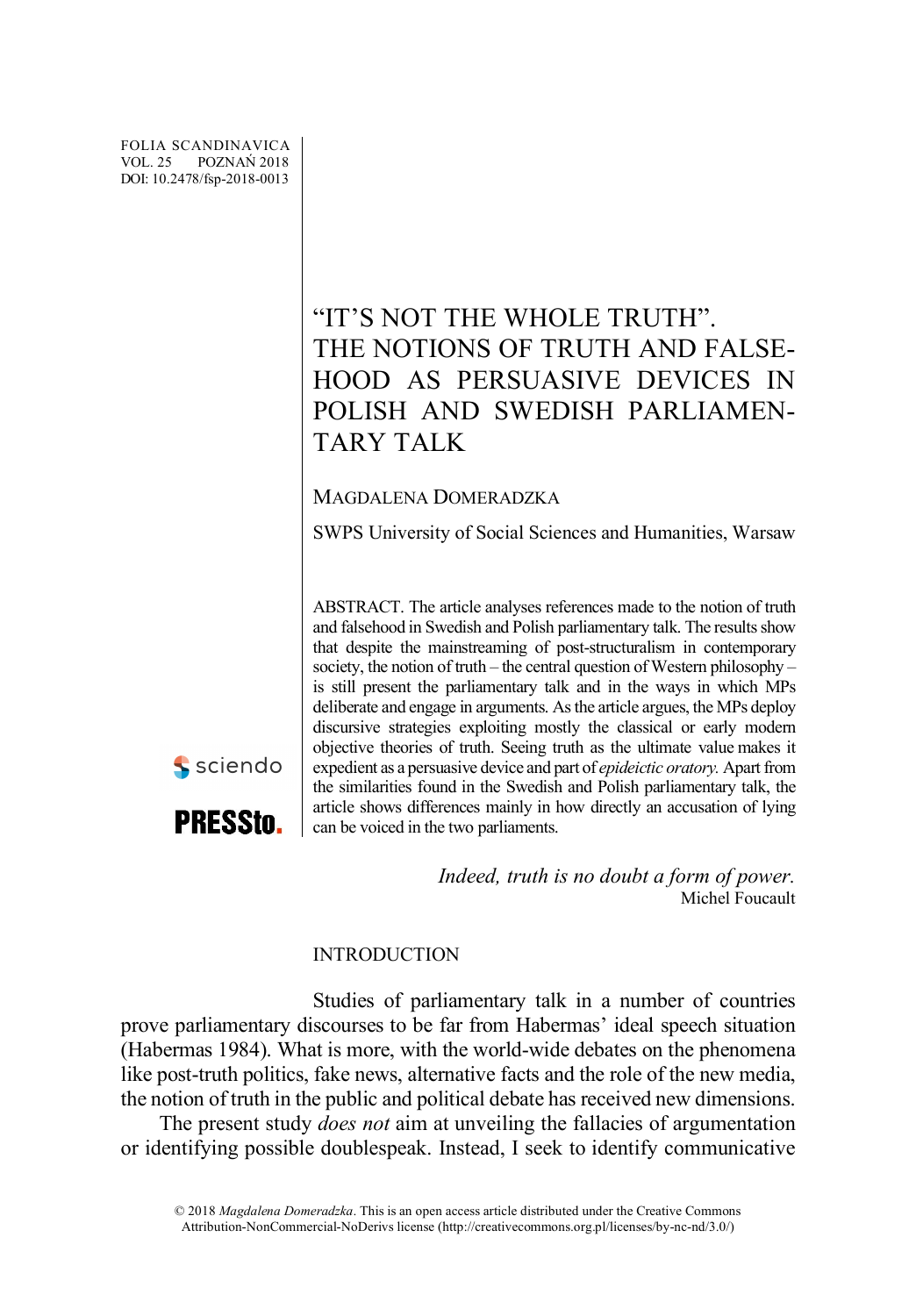FOLIA SCANDINAVICA
VOL. 25 POZNAŃ 2018
DOI: 10.2478/fsp-2018-0013

# "IT'S NOT THE WHOLE TRUTH". THE NOTIONS OF TRUTH AND FALSEHOOD AS PERSUASIVE DEVICES IN POLISH AND SWEDISH PARLIAMENTARY TALK

MAGDALENA DOMERADZKA

SWPS University of Social Sciences and Humanities, Warsaw

ABSTRACT. The article analyses references made to the notion of truth and falsehood in Swedish and Polish parliamentary talk. The results show that despite the mainstreaming of post-structuralism in contemporary society, the notion of truth – the central question of Western philosophy – is still present the parliamentary talk and in the ways in which MPs deliberate and engage in arguments. As the article argues, the MPs deploy discursive strategies exploiting mostly the classical or early modern objective theories of truth. Seeing truth as the ultimate value makes it expedient as a persuasive device and part of *epideictic oratory.* Apart from the similarities found in the Swedish and Polish parliamentary talk, the article shows differences mainly in how directly an accusation of lying can be voiced in the two parliaments.

*Indeed, truth is no doubt a form of power.*
Michel Foucault

## INTRODUCTION

Studies of parliamentary talk in a number of countries prove parliamentary discourses to be far from Habermas' ideal speech situation (Habermas 1984). What is more, with the world-wide debates on the phenomena like post-truth politics, fake news, alternative facts and the role of the new media, the notion of truth in the public and political debate has received new dimensions.

The present study *does not* aim at unveiling the fallacies of argumentation or identifying possible doublespeak. Instead, I seek to identify communicative

© 2018 *Magdalena Domeradzka*. This is an open access article distributed under the Creative Commons Attribution-NonCommercial-NoDerivs license (http://creativecommons.org.pl/licenses/by-nc-nd/3.0/)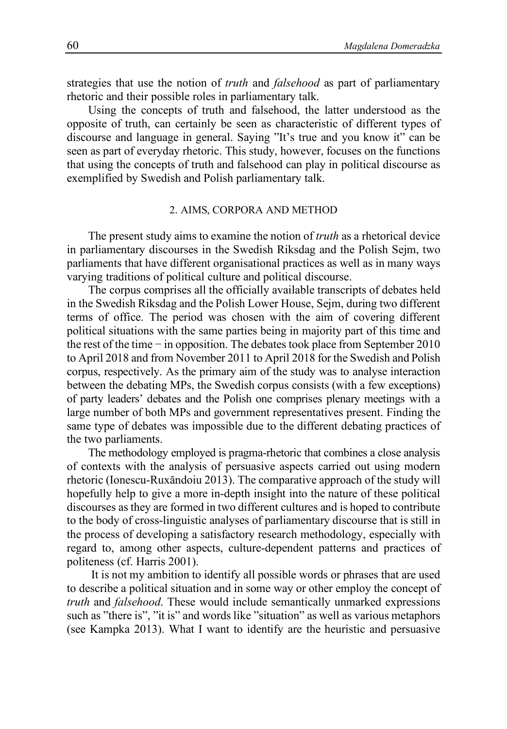strategies that use the notion of *truth* and *falsehood* as part of parliamentary rhetoric and their possible roles in parliamentary talk.

Using the concepts of truth and falsehood, the latter understood as the opposite of truth, can certainly be seen as characteristic of different types of discourse and language in general. Saying ”It's true and you know it” can be seen as part of everyday rhetoric. This study, however, focuses on the functions that using the concepts of truth and falsehood can play in political discourse as exemplified by Swedish and Polish parliamentary talk.

## 2. AIMS, CORPORA AND METHOD

The present study aims to examine the notion of *truth* as a rhetorical device in parliamentary discourses in the Swedish Riksdag and the Polish Sejm, two parliaments that have different organisational practices as well as in many ways varying traditions of political culture and political discourse.

The corpus comprises all the officially available transcripts of debates held in the Swedish Riksdag and the Polish Lower House, Sejm, during two different terms of office. The period was chosen with the aim of covering different political situations with the same parties being in majority part of this time and the rest of the time − in opposition. The debates took place from September 2010 to April 2018 and from November 2011 to April 2018 for the Swedish and Polish corpus, respectively. As the primary aim of the study was to analyse interaction between the debating MPs, the Swedish corpus consists (with a few exceptions) of party leaders' debates and the Polish one comprises plenary meetings with a large number of both MPs and government representatives present. Finding the same type of debates was impossible due to the different debating practices of the two parliaments.

The methodology employed is pragma-rhetoric that combines a close analysis of contexts with the analysis of persuasive aspects carried out using modern rhetoric (Ionescu-Ruxăndoiu 2013). The comparative approach of the study will hopefully help to give a more in-depth insight into the nature of these political discourses as they are formed in two different cultures and is hoped to contribute to the body of cross-linguistic analyses of parliamentary discourse that is still in the process of developing a satisfactory research methodology, especially with regard to, among other aspects, culture-dependent patterns and practices of politeness (cf. Harris 2001).

It is not my ambition to identify all possible words or phrases that are used to describe a political situation and in some way or other employ the concept of *truth* and *falsehood*. These would include semantically unmarked expressions such as ”there is”, ”it is” and words like ”situation” as well as various metaphors (see Kampka 2013). What I want to identify are the heuristic and persuasive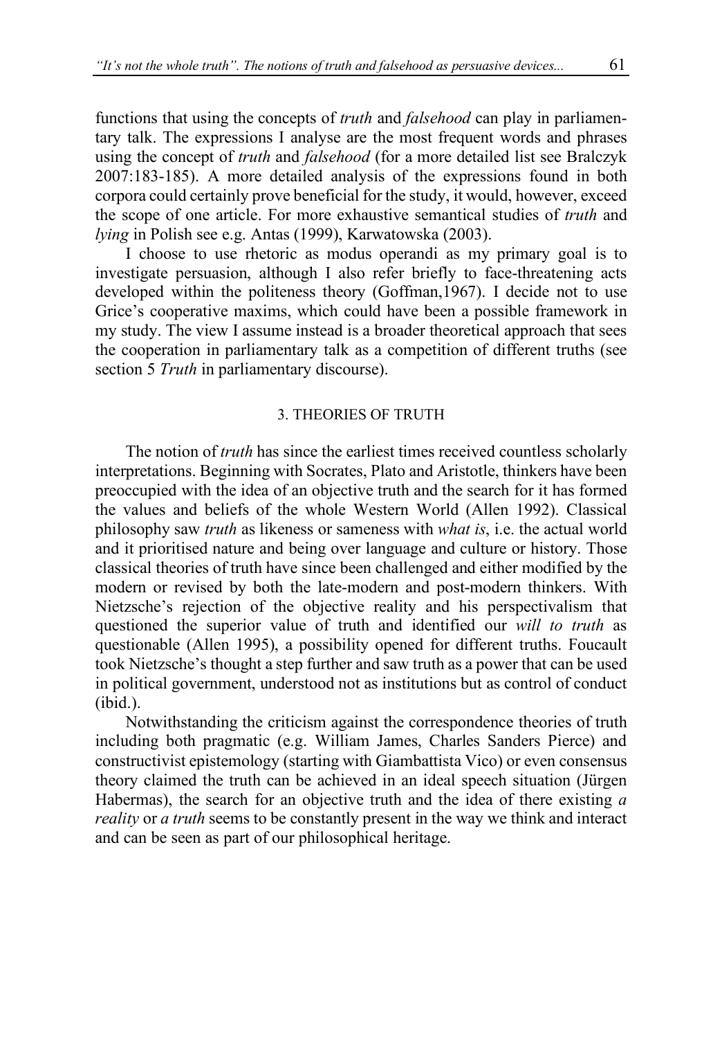functions that using the concepts of *truth* and *falsehood* can play in parliamentary talk. The expressions I analyse are the most frequent words and phrases using the concept of *truth* and *falsehood* (for a more detailed list see Bralczyk 2007:183-185). A more detailed analysis of the expressions found in both corpora could certainly prove beneficial for the study, it would, however, exceed the scope of one article. For more exhaustive semantical studies of *truth* and *lying* in Polish see e.g. Antas (1999), Karwatowska (2003).

I choose to use rhetoric as modus operandi as my primary goal is to investigate persuasion, although I also refer briefly to face-threatening acts developed within the politeness theory (Goffman,1967). I decide not to use Grice's cooperative maxims, which could have been a possible framework in my study. The view I assume instead is a broader theoretical approach that sees the cooperation in parliamentary talk as a competition of different truths (see section 5 *Truth* in parliamentary discourse).

## 3. THEORIES OF TRUTH

The notion of *truth* has since the earliest times received countless scholarly interpretations. Beginning with Socrates, Plato and Aristotle, thinkers have been preoccupied with the idea of an objective truth and the search for it has formed the values and beliefs of the whole Western World (Allen 1992). Classical philosophy saw *truth* as likeness or sameness with *what is*, i.e. the actual world and it prioritised nature and being over language and culture or history. Those classical theories of truth have since been challenged and either modified by the modern or revised by both the late-modern and post-modern thinkers. With Nietzsche's rejection of the objective reality and his perspectivalism that questioned the superior value of truth and identified our *will to truth* as questionable (Allen 1995), a possibility opened for different truths. Foucault took Nietzsche's thought a step further and saw truth as a power that can be used in political government, understood not as institutions but as control of conduct (ibid.).

Notwithstanding the criticism against the correspondence theories of truth including both pragmatic (e.g. William James, Charles Sanders Pierce) and constructivist epistemology (starting with Giambattista Vico) or even consensus theory claimed the truth can be achieved in an ideal speech situation (Jürgen Habermas), the search for an objective truth and the idea of there existing *a reality* or *a truth* seems to be constantly present in the way we think and interact and can be seen as part of our philosophical heritage.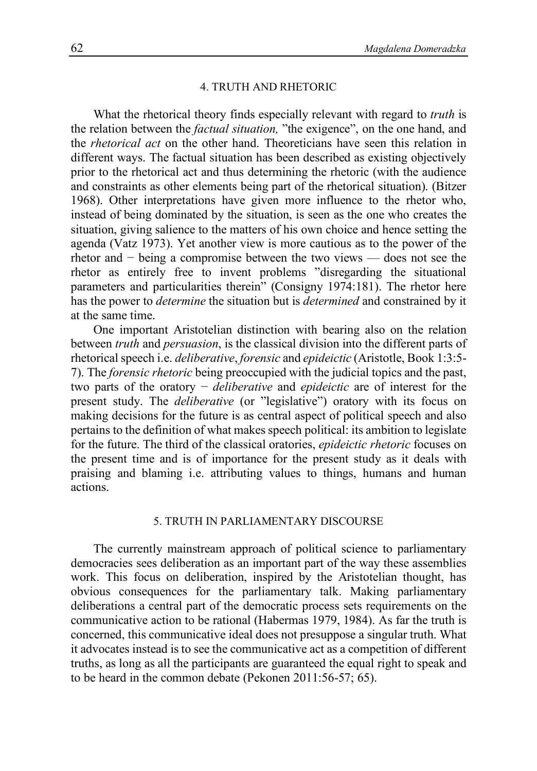## 4. TRUTH AND RHETORIC

What the rhetorical theory finds especially relevant with regard to *truth* is the relation between the *factual situation,* "the exigence", on the one hand, and the *rhetorical act* on the other hand. Theoreticians have seen this relation in different ways. The factual situation has been described as existing objectively prior to the rhetorical act and thus determining the rhetoric (with the audience and constraints as other elements being part of the rhetorical situation). (Bitzer 1968). Other interpretations have given more influence to the rhetor who, instead of being dominated by the situation, is seen as the one who creates the situation, giving salience to the matters of his own choice and hence setting the agenda (Vatz 1973). Yet another view is more cautious as to the power of the rhetor and − being a compromise between the two views — does not see the rhetor as entirely free to invent problems "disregarding the situational parameters and particularities therein" (Consigny 1974:181). The rhetor here has the power to *determine* the situation but is *determined* and constrained by it at the same time.

One important Aristotelian distinction with bearing also on the relation between *truth* and *persuasion*, is the classical division into the different parts of rhetorical speech i.e. *deliberative*, *forensic* and *epideictic* (Aristotle, Book 1:3:5-7). The *forensic rhetoric* being preoccupied with the judicial topics and the past, two parts of the oratory − *deliberative* and *epideictic* are of interest for the present study. The *deliberative* (or "legislative") oratory with its focus on making decisions for the future is as central aspect of political speech and also pertains to the definition of what makes speech political: its ambition to legislate for the future. The third of the classical oratories, *epideictic rhetoric* focuses on the present time and is of importance for the present study as it deals with praising and blaming i.e. attributing values to things, humans and human actions.

## 5. TRUTH IN PARLIAMENTARY DISCOURSE

The currently mainstream approach of political science to parliamentary democracies sees deliberation as an important part of the way these assemblies work. This focus on deliberation, inspired by the Aristotelian thought, has obvious consequences for the parliamentary talk. Making parliamentary deliberations a central part of the democratic process sets requirements on the communicative action to be rational (Habermas 1979, 1984). As far the truth is concerned, this communicative ideal does not presuppose a singular truth. What it advocates instead is to see the communicative act as a competition of different truths, as long as all the participants are guaranteed the equal right to speak and to be heard in the common debate (Pekonen 2011:56-57; 65).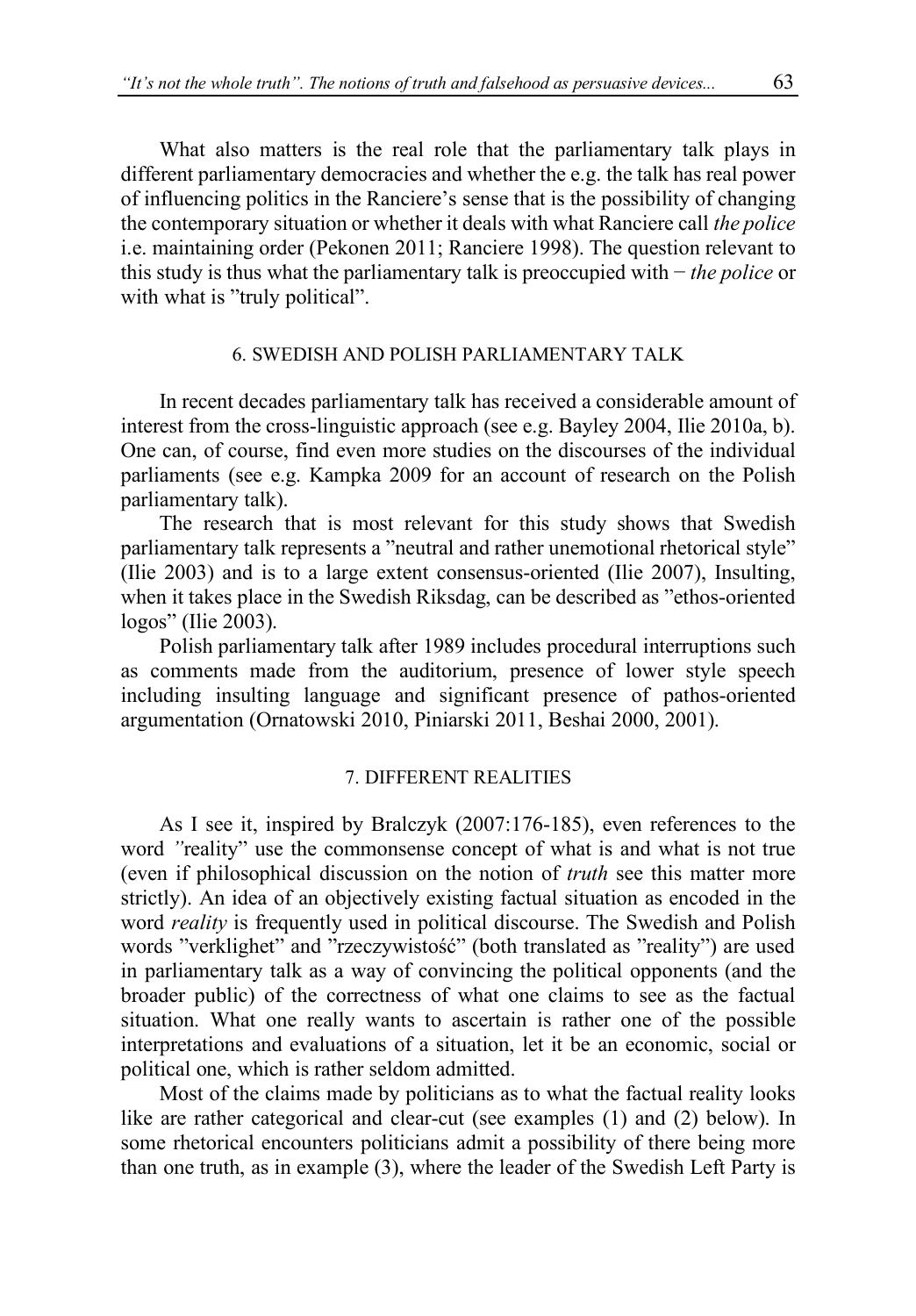What also matters is the real role that the parliamentary talk plays in different parliamentary democracies and whether the e.g. the talk has real power of influencing politics in the Ranciere's sense that is the possibility of changing the contemporary situation or whether it deals with what Ranciere call *the police* i.e. maintaining order (Pekonen 2011; Ranciere 1998). The question relevant to this study is thus what the parliamentary talk is preoccupied with − *the police* or with what is "truly political".

## 6. SWEDISH AND POLISH PARLIAMENTARY TALK

In recent decades parliamentary talk has received a considerable amount of interest from the cross-linguistic approach (see e.g. Bayley 2004, Ilie 2010a, b). One can, of course, find even more studies on the discourses of the individual parliaments (see e.g. Kampka 2009 for an account of research on the Polish parliamentary talk).

The research that is most relevant for this study shows that Swedish parliamentary talk represents a "neutral and rather unemotional rhetorical style" (Ilie 2003) and is to a large extent consensus-oriented (Ilie 2007), Insulting, when it takes place in the Swedish Riksdag, can be described as "ethos-oriented logos" (Ilie 2003).

Polish parliamentary talk after 1989 includes procedural interruptions such as comments made from the auditorium, presence of lower style speech including insulting language and significant presence of pathos-oriented argumentation (Ornatowski 2010, Piniarski 2011, Beshai 2000, 2001).

## 7. DIFFERENT REALITIES

As I see it, inspired by Bralczyk (2007:176-185), even references to the word "reality" use the commonsense concept of what is and what is not true (even if philosophical discussion on the notion of *truth* see this matter more strictly). An idea of an objectively existing factual situation as encoded in the word *reality* is frequently used in political discourse. The Swedish and Polish words "verklighet" and "rzeczywistość" (both translated as "reality") are used in parliamentary talk as a way of convincing the political opponents (and the broader public) of the correctness of what one claims to see as the factual situation. What one really wants to ascertain is rather one of the possible interpretations and evaluations of a situation, let it be an economic, social or political one, which is rather seldom admitted.

Most of the claims made by politicians as to what the factual reality looks like are rather categorical and clear-cut (see examples (1) and (2) below). In some rhetorical encounters politicians admit a possibility of there being more than one truth, as in example (3), where the leader of the Swedish Left Party is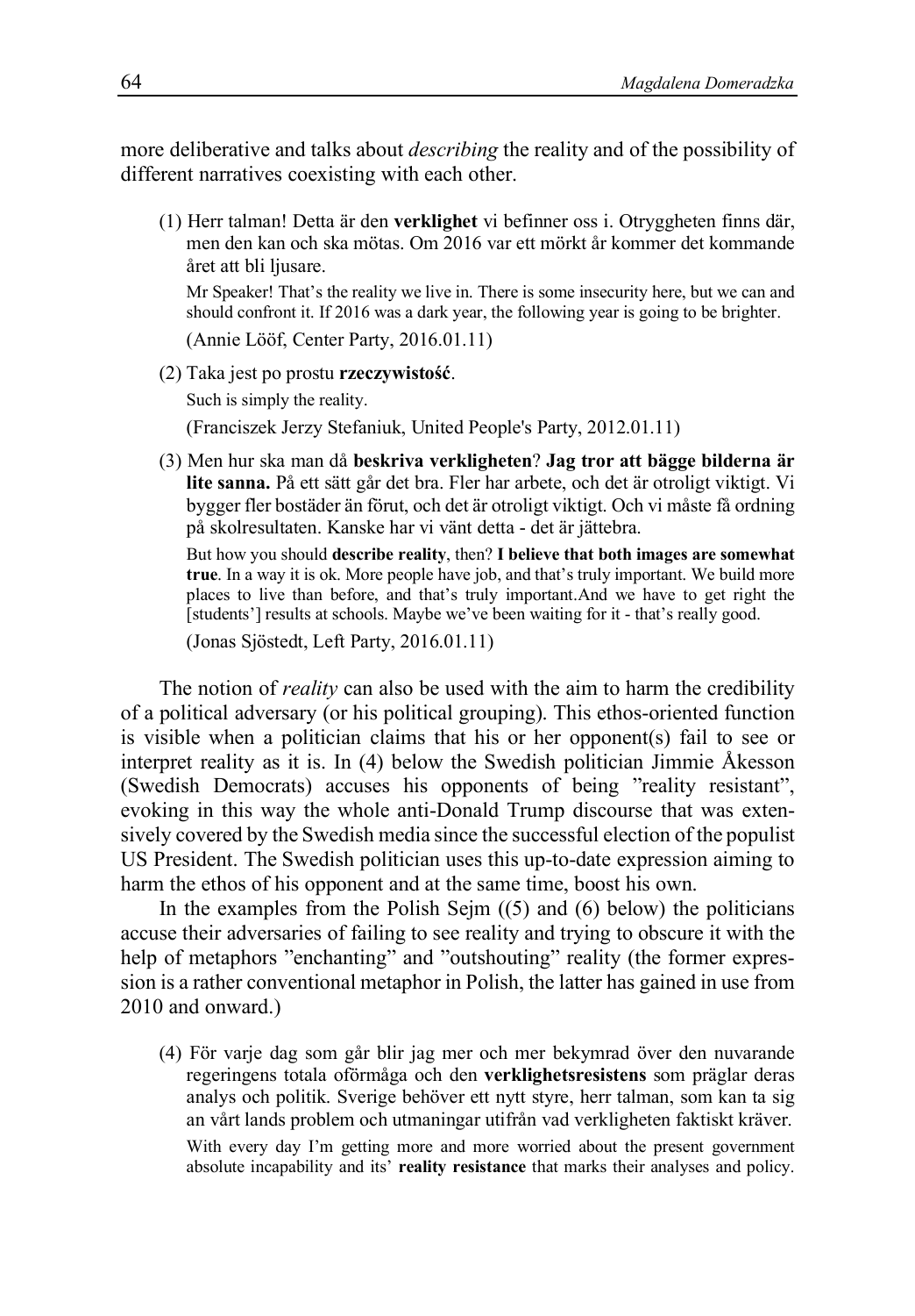more deliberative and talks about *describing* the reality and of the possibility of different narratives coexisting with each other.

(1) Herr talman! Detta är den **verklighet** vi befinner oss i. Otryggheten finns där, men den kan och ska mötas. Om 2016 var ett mörkt år kommer det kommande året att bli ljusare.

Mr Speaker! That's the reality we live in. There is some insecurity here, but we can and should confront it. If 2016 was a dark year, the following year is going to be brighter.

(Annie Lööf, Center Party, 2016.01.11)

(2) Taka jest po prostu **rzeczywistość**.

Such is simply the reality.

(Franciszek Jerzy Stefaniuk, United People's Party, 2012.01.11)

(3) Men hur ska man då **beskriva verkligheten**? **Jag tror att bägge bilderna är lite sanna.** På ett sätt går det bra. Fler har arbete, och det är otroligt viktigt. Vi bygger fler bostäder än förut, och det är otroligt viktigt. Och vi måste få ordning på skolresultaten. Kanske har vi väntat detta - det är jättebra.

But how you should **describe reality**, then? **I believe that both images are somewhat true**. In a way it is ok. More people have job, and that's truly important. We build more places to live than before, and that's truly important.And we have to get right the [students'] results at schools. Maybe we've been waiting for it - that's really good.

(Jonas Sjöstedt, Left Party, 2016.01.11)

The notion of *reality* can also be used with the aim to harm the credibility of a political adversary (or his political grouping). This ethos-oriented function is visible when a politician claims that his or her opponent(s) fail to see or interpret reality as it is. In (4) below the Swedish politician Jimmie Åkesson (Swedish Democrats) accuses his opponents of being "reality resistant", evoking in this way the whole anti-Donald Trump discourse that was extensively covered by the Swedish media since the successful election of the populist US President. The Swedish politician uses this up-to-date expression aiming to harm the ethos of his opponent and at the same time, boost his own.

In the examples from the Polish Sejm ((5) and (6) below) the politicians accuse their adversaries of failing to see reality and trying to obscure it with the help of metaphors "enchanting" and "outshouting" reality (the former expression is a rather conventional metaphor in Polish, the latter has gained in use from 2010 and onward.)

(4) För varje dag som går blir jag mer och mer bekymrad över den nuvarande regeringens totala oförmåga och den **verklighetsresistens** som präglar deras analys och politik. Sverige behöver ett nytt styre, herr talman, som kan ta sig an vårt lands problem och utmaningar utifrån vad verkligheten faktiskt kräver.

With every day I'm getting more and more worried about the present government absolute incapability and its' **reality resistance** that marks their analyses and policy.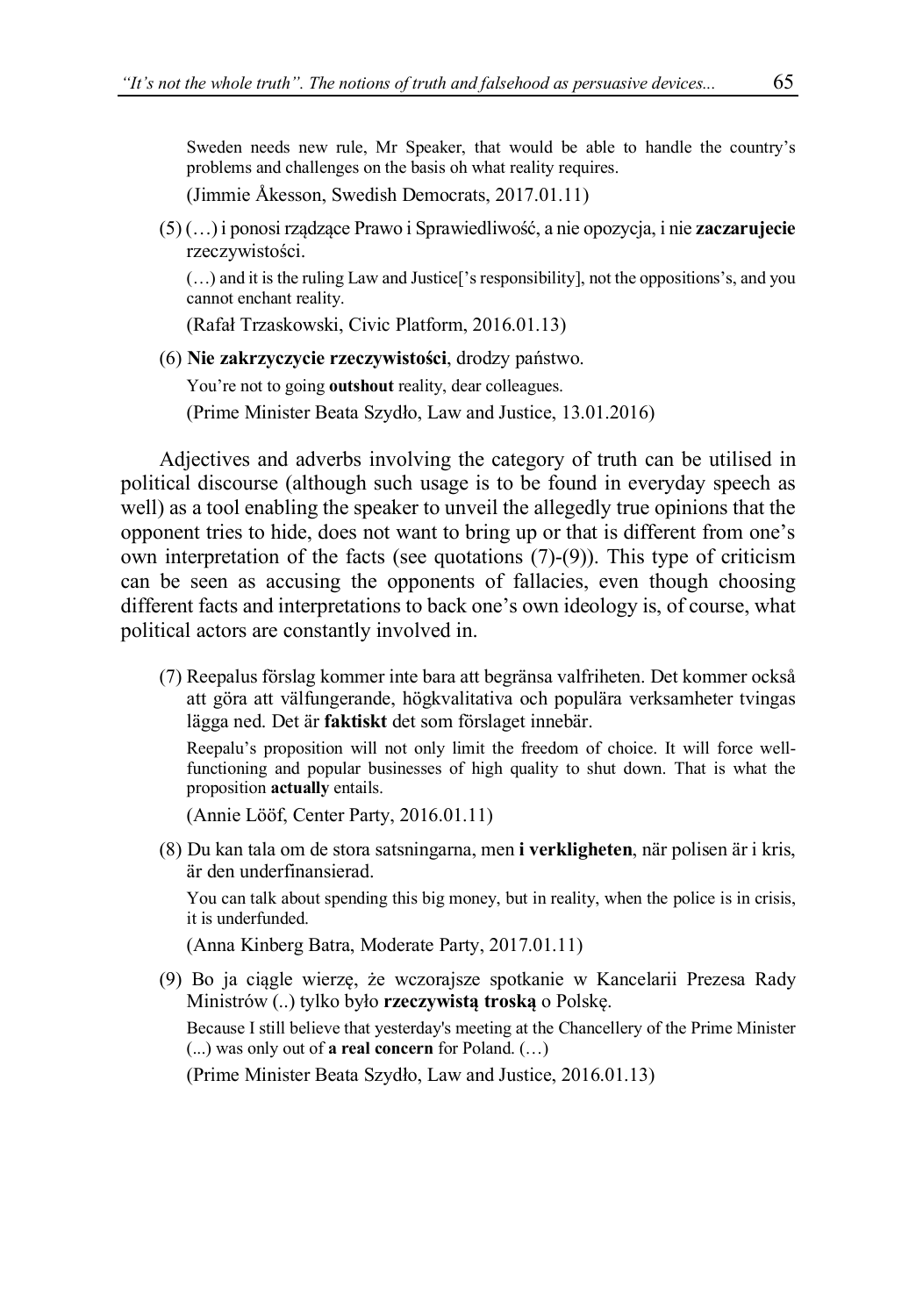Sweden needs new rule, Mr Speaker, that would be able to handle the country's problems and challenges on the basis oh what reality requires.

(Jimmie Åkesson, Swedish Democrats, 2017.01.11)

(5) (…) i ponosi rządzące Prawo i Sprawiedliwość, a nie opozycja, i nie **zaczarujecie** rzeczywistości.

(…) and it is the ruling Law and Justice['s responsibility], not the oppositions's, and you cannot enchant reality.

(Rafał Trzaskowski, Civic Platform, 2016.01.13)

(6) **Nie zakrzyczycie rzeczywistości**, drodzy państwo.

You're not to going **outshout** reality, dear colleagues.

(Prime Minister Beata Szydło, Law and Justice, 13.01.2016)

Adjectives and adverbs involving the category of truth can be utilised in political discourse (although such usage is to be found in everyday speech as well) as a tool enabling the speaker to unveil the allegedly true opinions that the opponent tries to hide, does not want to bring up or that is different from one's own interpretation of the facts (see quotations (7)-(9)). This type of criticism can be seen as accusing the opponents of fallacies, even though choosing different facts and interpretations to back one's own ideology is, of course, what political actors are constantly involved in.

(7) Reepalus förslag kommer inte bara att begränsa valfriheten. Det kommer också att göra att välfungerande, högkvalitativa och populära verksamheter tvingas lägga ned. Det är **faktiskt** det som förslaget innebär.

Reepalu's proposition will not only limit the freedom of choice. It will force well-functioning and popular businesses of high quality to shut down. That is what the proposition **actually** entails.

(Annie Lööf, Center Party, 2016.01.11)

(8) Du kan tala om de stora satsningarna, men **i verkligheten**, när polisen är i kris, är den underfinansierad.

You can talk about spending this big money, but in reality, when the police is in crisis, it is underfunded.

(Anna Kinberg Batra, Moderate Party, 2017.01.11)

(9) Bo ja ciągle wierzę, że wczorajsze spotkanie w Kancelarii Prezesa Rady Ministrów (..) tylko było **rzeczywistą troską** o Polskę.

Because I still believe that yesterday's meeting at the Chancellery of the Prime Minister (...) was only out of **a real concern** for Poland. (…)

(Prime Minister Beata Szydło, Law and Justice, 2016.01.13)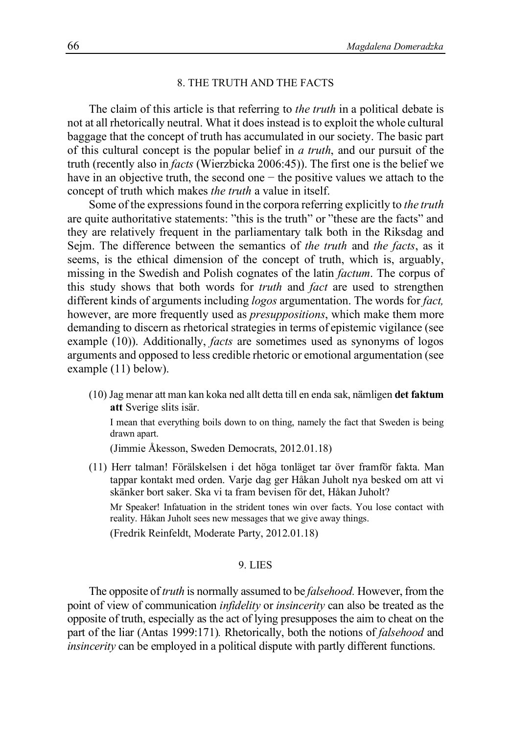## 8. THE TRUTH AND THE FACTS

The claim of this article is that referring to *the truth* in a political debate is not at all rhetorically neutral. What it does instead is to exploit the whole cultural baggage that the concept of truth has accumulated in our society. The basic part of this cultural concept is the popular belief in *a truth*, and our pursuit of the truth (recently also in *facts* (Wierzbicka 2006:45)). The first one is the belief we have in an objective truth, the second one − the positive values we attach to the concept of truth which makes *the truth* a value in itself.

Some of the expressions found in the corpora referring explicitly to *the truth* are quite authoritative statements: ”this is the truth” or ”these are the facts” and they are relatively frequent in the parliamentary talk both in the Riksdag and Sejm. The difference between the semantics of *the truth* and *the facts*, as it seems, is the ethical dimension of the concept of truth, which is, arguably, missing in the Swedish and Polish cognates of the latin *factum*. The corpus of this study shows that both words for *truth* and *fact* are used to strengthen different kinds of arguments including *logos* argumentation. The words for *fact,* however, are more frequently used as *presuppositions*, which make them more demanding to discern as rhetorical strategies in terms of epistemic vigilance (see example (10)). Additionally, *facts* are sometimes used as synonyms of logos arguments and opposed to less credible rhetoric or emotional argumentation (see example (11) below).

(10) Jag menar att man kan koka ned allt detta till en enda sak, nämligen **det faktum att** Sverige slits isär.

I mean that everything boils down to on thing, namely the fact that Sweden is being drawn apart.

(Jimmie Åkesson, Sweden Democrats, 2012.01.18)

(11) Herr talman! Förälskelsen i det höga tonläget tar över framför fakta. Man tappar kontakt med orden. Varje dag ger Håkan Juholt nya besked om att vi skänker bort saker. Ska vi ta fram bevisen för det, Håkan Juholt?

Mr Speaker! Infatuation in the strident tones win over facts. You lose contact with reality. Håkan Juholt sees new messages that we give away things.

(Fredrik Reinfeldt, Moderate Party, 2012.01.18)

## 9. LIES

The opposite of *truth* is normally assumed to be *falsehood.* However, from the point of view of communication *infidelity* or *insincerity* can also be treated as the opposite of truth, especially as the act of lying presupposes the aim to cheat on the part of the liar (Antas 1999:171)*.* Rhetorically, both the notions of *falsehood* and *insincerity* can be employed in a political dispute with partly different functions.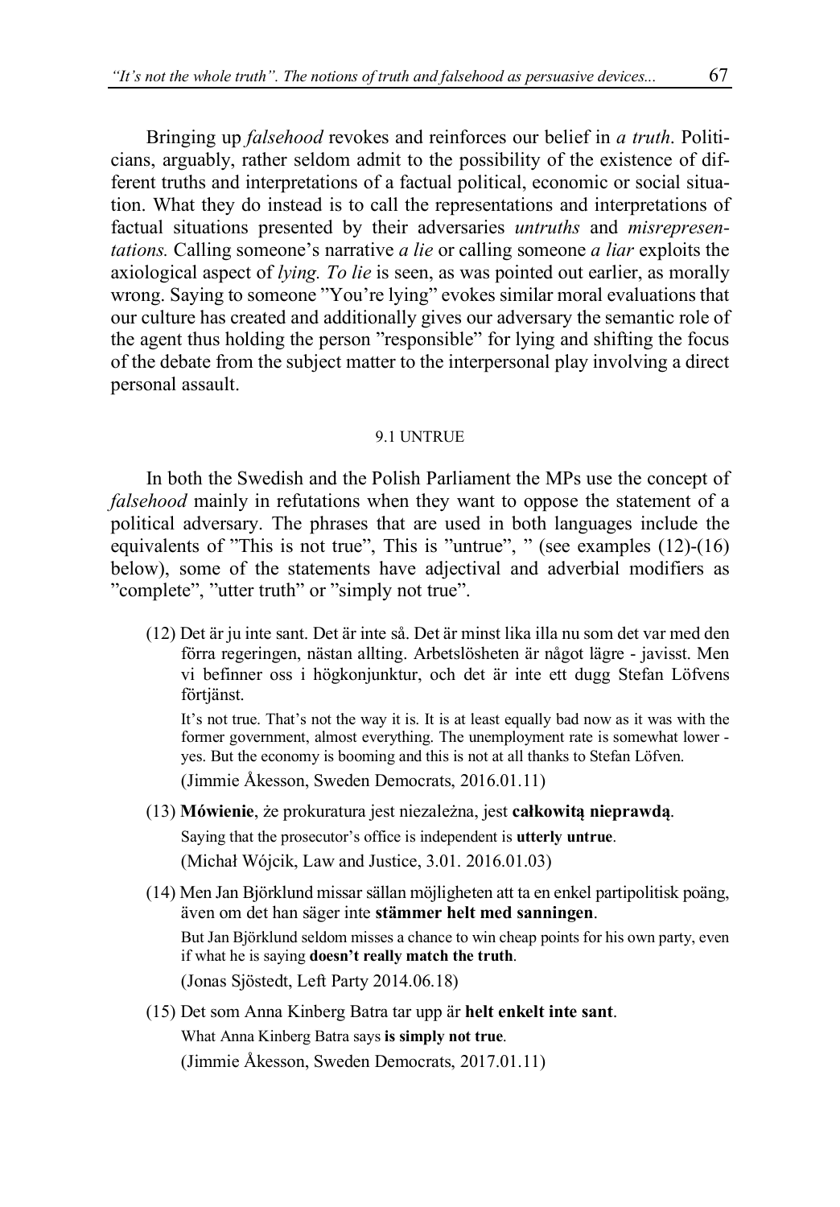Bringing up *falsehood* revokes and reinforces our belief in *a truth*. Politicians, arguably, rather seldom admit to the possibility of the existence of different truths and interpretations of a factual political, economic or social situation. What they do instead is to call the representations and interpretations of factual situations presented by their adversaries *untruths* and *misrepresentations.* Calling someone's narrative *a lie* or calling someone *a liar* exploits the axiological aspect of *lying. To lie* is seen, as was pointed out earlier, as morally wrong. Saying to someone "You're lying" evokes similar moral evaluations that our culture has created and additionally gives our adversary the semantic role of the agent thus holding the person "responsible" for lying and shifting the focus of the debate from the subject matter to the interpersonal play involving a direct personal assault.

### 9.1 UNTRUE

In both the Swedish and the Polish Parliament the MPs use the concept of *falsehood* mainly in refutations when they want to oppose the statement of a political adversary. The phrases that are used in both languages include the equivalents of "This is not true", This is "untrue", " (see examples (12)-(16) below), some of the statements have adjectival and adverbial modifiers as "complete", "utter truth" or "simply not true".

(12) Det är ju inte sant. Det är inte så. Det är minst lika illa nu som det var med den förra regeringen, nästan allting. Arbetslösheten är något lägre - javisst. Men vi befinner oss i högkonjunktur, och det är inte ett dugg Stefan Löfvens förtjänst.

It's not true. That's not the way it is. It is at least equally bad now as it was with the former government, almost everything. The unemployment rate is somewhat lower - yes. But the economy is booming and this is not at all thanks to Stefan Löfven.

(Jimmie Åkesson, Sweden Democrats, 2016.01.11)

(13) **Mówienie**, że prokuratura jest niezależna, jest **całkowitą nieprawdą**.

Saying that the prosecutor's office is independent is **utterly untrue**.

(Michał Wójcik, Law and Justice, 3.01. 2016.01.03)

(14) Men Jan Björklund missar sällan möjligheten att ta en enkel partipolitisk poäng, även om det han säger inte **stämmer helt med sanningen**.

But Jan Björklund seldom misses a chance to win cheap points for his own party, even if what he is saying **doesn't really match the truth**.

(Jonas Sjöstedt, Left Party 2014.06.18)

(15) Det som Anna Kinberg Batra tar upp är **helt enkelt inte sant**.

What Anna Kinberg Batra says **is simply not true**.

(Jimmie Åkesson, Sweden Democrats, 2017.01.11)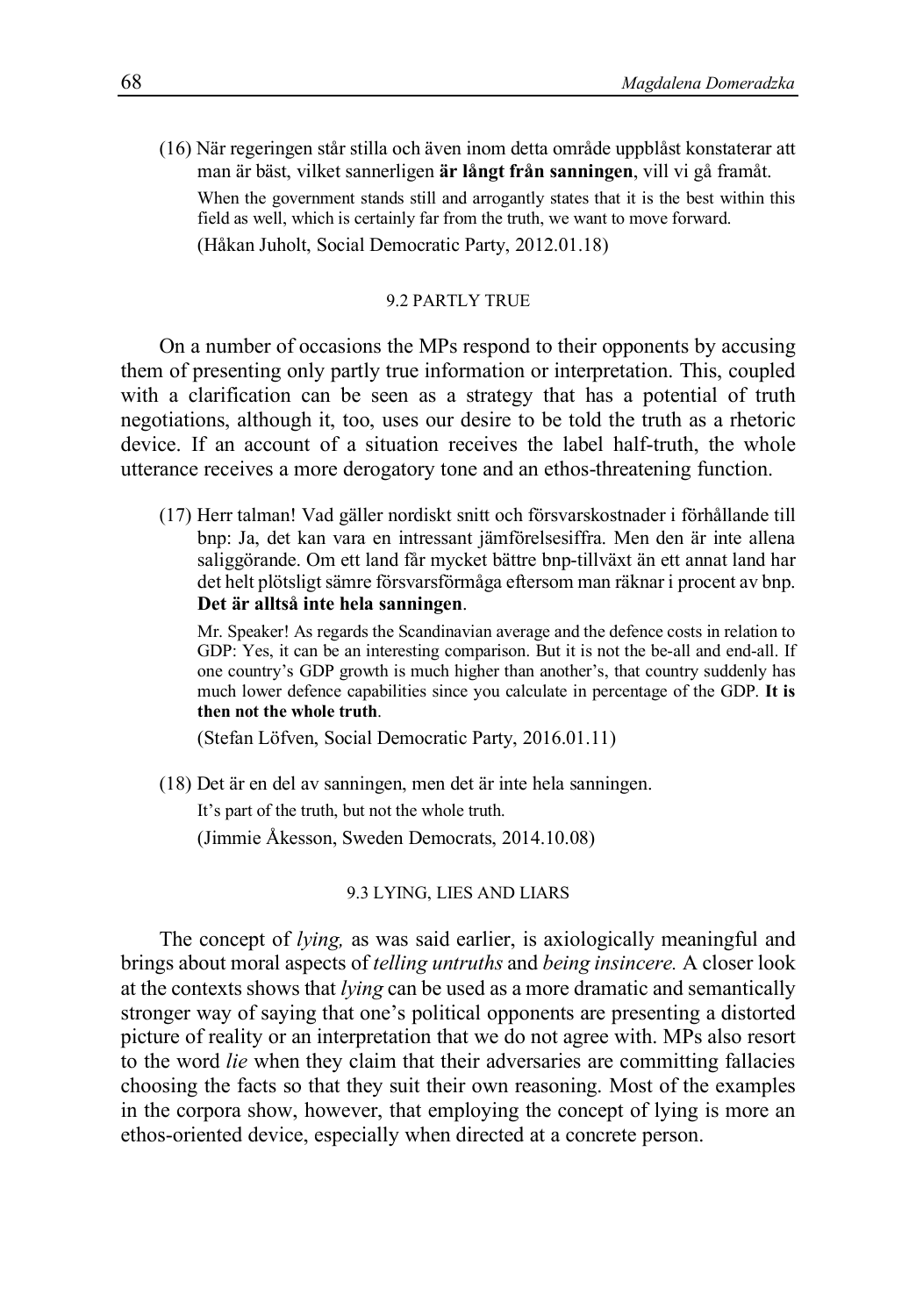(16) När regeringen står stilla och även inom detta område uppblåst konstaterar att man är bäst, vilket sannerligen **är långt från sanningen**, vill vi gå framåt.

When the government stands still and arrogantly states that it is the best within this field as well, which is certainly far from the truth, we want to move forward.

(Håkan Juholt, Social Democratic Party, 2012.01.18)

### 9.2 PARTLY TRUE

On a number of occasions the MPs respond to their opponents by accusing them of presenting only partly true information or interpretation. This, coupled with a clarification can be seen as a strategy that has a potential of truth negotiations, although it, too, uses our desire to be told the truth as a rhetoric device. If an account of a situation receives the label half-truth, the whole utterance receives a more derogatory tone and an ethos-threatening function.

(17) Herr talman! Vad gäller nordiskt snitt och försvarskostnader i förhållande till bnp: Ja, det kan vara en intressant jämförelsesiffra. Men den är inte allena saliggörande. Om ett land får mycket bättre bnp-tillväxt än ett annat land har det helt plötsligt sämre försvarsförmåga eftersom man räknar i procent av bnp. **Det är alltså inte hela sanningen**.

Mr. Speaker! As regards the Scandinavian average and the defence costs in relation to GDP: Yes, it can be an interesting comparison. But it is not the be-all and end-all. If one country's GDP growth is much higher than another's, that country suddenly has much lower defence capabilities since you calculate in percentage of the GDP. **It is then not the whole truth**.

(Stefan Löfven, Social Democratic Party, 2016.01.11)

(18) Det är en del av sanningen, men det är inte hela sanningen.

It's part of the truth, but not the whole truth.

(Jimmie Åkesson, Sweden Democrats, 2014.10.08)

### 9.3 LYING, LIES AND LIARS

The concept of *lying,* as was said earlier, is axiologically meaningful and brings about moral aspects of *telling untruths* and *being insincere.* A closer look at the contexts shows that *lying* can be used as a more dramatic and semantically stronger way of saying that one's political opponents are presenting a distorted picture of reality or an interpretation that we do not agree with. MPs also resort to the word *lie* when they claim that their adversaries are committing fallacies choosing the facts so that they suit their own reasoning. Most of the examples in the corpora show, however, that employing the concept of lying is more an ethos-oriented device, especially when directed at a concrete person.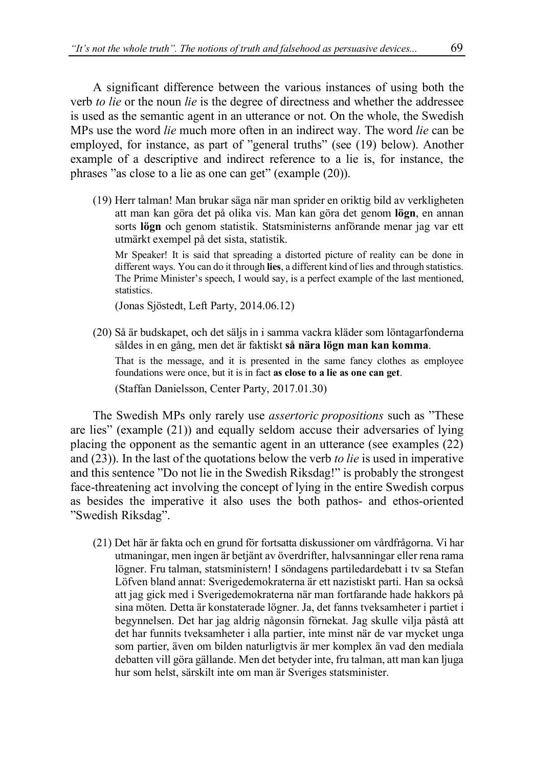A significant difference between the various instances of using both the verb *to lie* or the noun *lie* is the degree of directness and whether the addressee is used as the semantic agent in an utterance or not. On the whole, the Swedish MPs use the word *lie* much more often in an indirect way. The word *lie* can be employed, for instance, as part of ”general truths” (see (19) below). Another example of a descriptive and indirect reference to a lie is, for instance, the phrases ”as close to a lie as one can get” (example (20)).

(19) Herr talman! Man brukar säga när man sprider en oriktig bild av verkligheten att man kan göra det på olika vis. Man kan göra det genom **lögn**, en annan sorts **lögn** och genom statistik. Statsministerns anförande menar jag var ett utmärkt exempel på det sista, statistik.

Mr Speaker! It is said that spreading a distorted picture of reality can be done in different ways. You can do it through **lies**, a different kind of lies and through statistics. The Prime Minister's speech, I would say, is a perfect example of the last mentioned, statistics.

(Jonas Sjöstedt, Left Party, 2014.06.12)

(20) Så är budskapet, och det säljs in i samma vackra kläder som löntagarfonderna såldes in en gång, men det är faktiskt **så nära lögn man kan komma**.

That is the message, and it is presented in the same fancy clothes as employee foundations were once, but it is in fact **as close to a lie as one can get**.

(Staffan Danielsson, Center Party, 2017.01.30)

The Swedish MPs only rarely use *assertoric propositions* such as ”These are lies” (example (21)) and equally seldom accuse their adversaries of lying placing the opponent as the semantic agent in an utterance (see examples (22) and (23)). In the last of the quotations below the verb *to lie* is used in imperative and this sentence ”Do not lie in the Swedish Riksdag!” is probably the strongest face-threatening act involving the concept of lying in the entire Swedish corpus as besides the imperative it also uses the both pathos- and ethos-oriented ”Swedish Riksdag”.

(21) Det här är fakta och en grund för fortsatta diskussioner om vårdfrågorna. Vi har utmaningar, men ingen är betjänt av överdrifter, halvsanningar eller rena rama lögner. Fru talman, statsministern! I söndagens partiledardebatt i tv sa Stefan Löfven bland annat: Sverigedemokraterna är ett nazistiskt parti. Han sa också att jag gick med i Sverigedemokraterna när man fortfarande hade hakkors på sina möten. Detta är konstaterade lögner. Ja, det fanns tveksamheter i partiet i begynnelsen. Det har jag aldrig någonsin förnekat. Jag skulle vilja påstå att det har funnits tveksamheter i alla partier, inte minst när de var mycket unga som partier, även om bilden naturligtvis är mer komplex än vad den mediala debatten vill göra gällande. Men det betyder inte, fru talman, att man kan ljuga hur som helst, särskilt inte om man är Sveriges statsminister.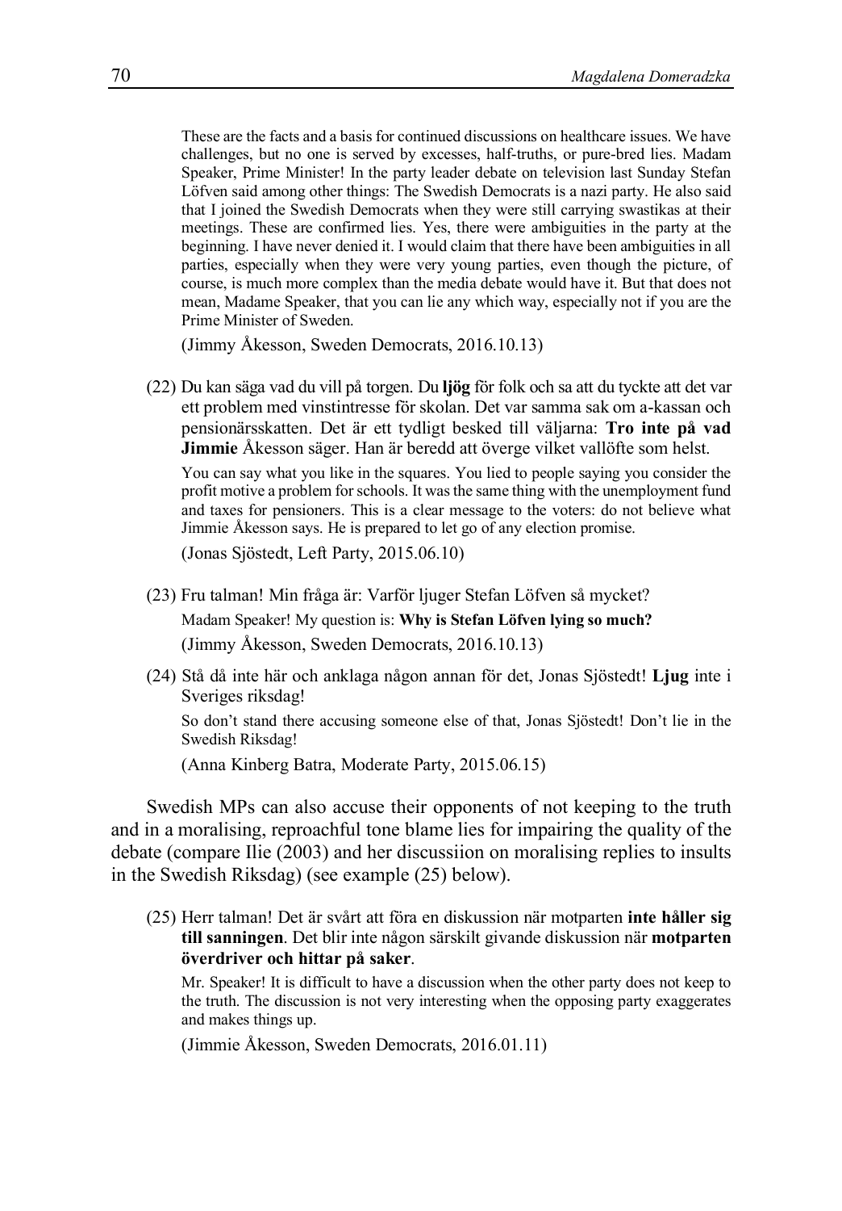These are the facts and a basis for continued discussions on healthcare issues. We have challenges, but no one is served by excesses, half-truths, or pure-bred lies. Madam Speaker, Prime Minister! In the party leader debate on television last Sunday Stefan Löfven said among other things: The Swedish Democrats is a nazi party. He also said that I joined the Swedish Democrats when they were still carrying swastikas at their meetings. These are confirmed lies. Yes, there were ambiguities in the party at the beginning. I have never denied it. I would claim that there have been ambiguities in all parties, especially when they were very young parties, even though the picture, of course, is much more complex than the media debate would have it. But that does not mean, Madame Speaker, that you can lie any which way, especially not if you are the Prime Minister of Sweden.

(Jimmy Åkesson, Sweden Democrats, 2016.10.13)

(22) Du kan säga vad du vill på torgen. Du **ljög** för folk och sa att du tyckte att det var ett problem med vinstintresse för skolan. Det var samma sak om a-kassan och pensionärsskatten. Det är ett tydligt besked till väljarna: **Tro inte på vad Jimmie** Åkesson säger. Han är beredd att överge vilket vallöfte som helst.

You can say what you like in the squares. You lied to people saying you consider the profit motive a problem for schools. It was the same thing with the unemployment fund and taxes for pensioners. This is a clear message to the voters: do not believe what Jimmie Åkesson says. He is prepared to let go of any election promise.

(Jonas Sjöstedt, Left Party, 2015.06.10)

(23) Fru talman! Min fråga är: Varför ljuger Stefan Löfven så mycket?

Madam Speaker! My question is: **Why is Stefan Löfven lying so much?**

(Jimmy Åkesson, Sweden Democrats, 2016.10.13)

(24) Stå då inte här och anklaga någon annan för det, Jonas Sjöstedt! **Ljug** inte i Sveriges riksdag!

So don't stand there accusing someone else of that, Jonas Sjöstedt! Don't lie in the Swedish Riksdag!

(Anna Kinberg Batra, Moderate Party, 2015.06.15)

Swedish MPs can also accuse their opponents of not keeping to the truth and in a moralising, reproachful tone blame lies for impairing the quality of the debate (compare Ilie (2003) and her discussiion on moralising replies to insults in the Swedish Riksdag) (see example (25) below).

(25) Herr talman! Det är svårt att föra en diskussion när motparten **inte håller sig till sanningen**. Det blir inte någon särskilt givande diskussion när **motparten överdriver och hittar på saker**.

Mr. Speaker! It is difficult to have a discussion when the other party does not keep to the truth. The discussion is not very interesting when the opposing party exaggerates and makes things up.

(Jimmie Åkesson, Sweden Democrats, 2016.01.11)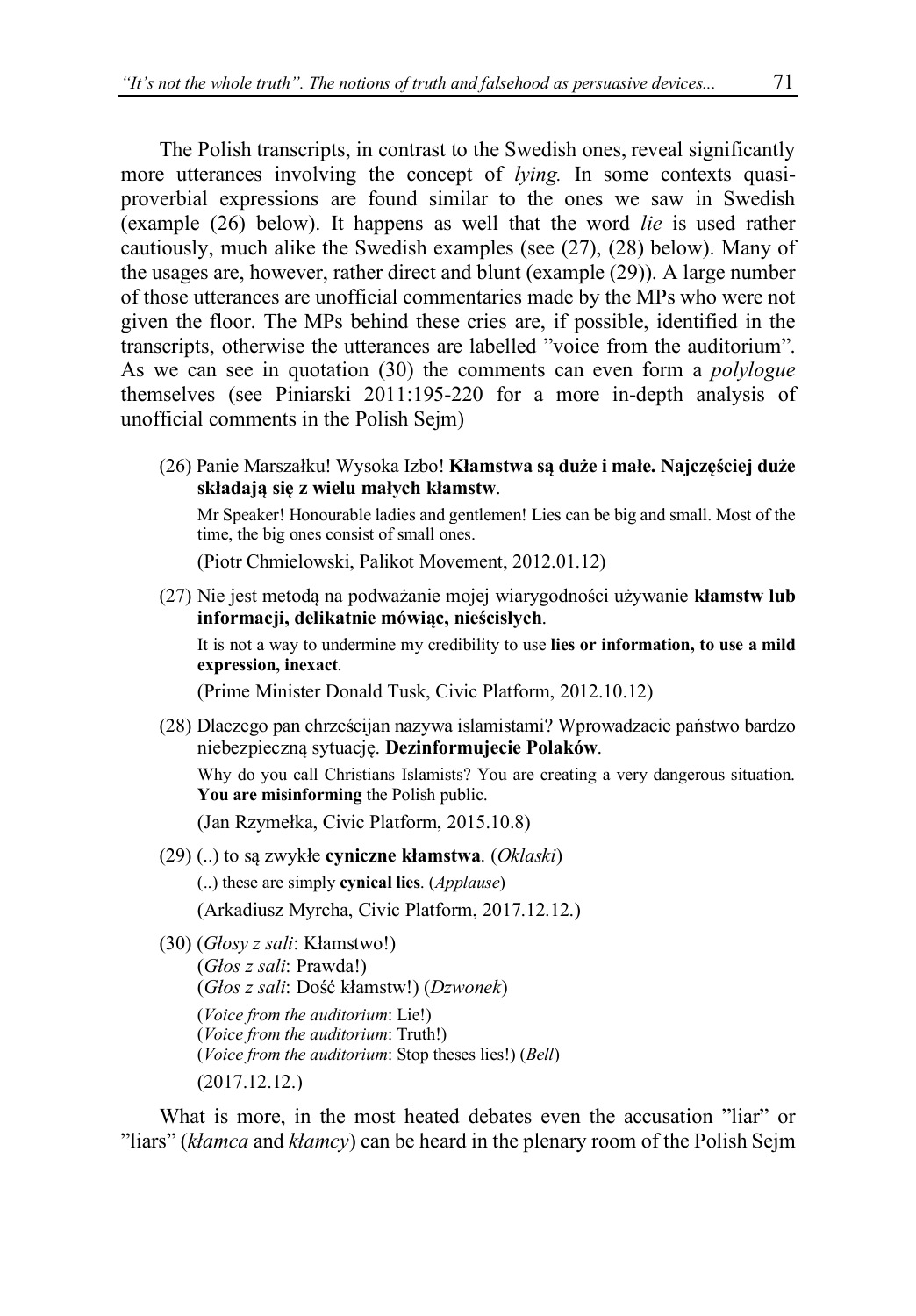The Polish transcripts, in contrast to the Swedish ones, reveal significantly more utterances involving the concept of *lying.* In some contexts quasi-proverbial expressions are found similar to the ones we saw in Swedish (example (26) below). It happens as well that the word *lie* is used rather cautiously, much alike the Swedish examples (see (27), (28) below). Many of the usages are, however, rather direct and blunt (example (29)). A large number of those utterances are unofficial commentaries made by the MPs who were not given the floor. The MPs behind these cries are, if possible, identified in the transcripts, otherwise the utterances are labelled "voice from the auditorium". As we can see in quotation (30) the comments can even form a *polylogue* themselves (see Piniarski 2011:195-220 for a more in-depth analysis of unofficial comments in the Polish Sejm)

(26) Panie Marszałku! Wysoka Izbo! **Kłamstwa są duże i małe. Najczęściej duże składają się z wielu małych kłamstw**.

Mr Speaker! Honourable ladies and gentlemen! Lies can be big and small. Most of the time, the big ones consist of small ones.

(Piotr Chmielowski, Palikot Movement, 2012.01.12)

(27) Nie jest metodą na podważanie mojej wiarygodności używanie **kłamstw lub informacji, delikatnie mówiąc, nieścisłych**.

It is not a way to undermine my credibility to use **lies or information, to use a mild expression, inexact**.

(Prime Minister Donald Tusk, Civic Platform, 2012.10.12)

(28) Dlaczego pan chrześcijan nazywa islamistami? Wprowadzacie państwo bardzo niebezpieczną sytuację. **Dezinformujecie Polaków**.

Why do you call Christians Islamists? You are creating a very dangerous situation. **You are misinforming** the Polish public.

(Jan Rzymełka, Civic Platform, 2015.10.8)

(29) (..) to są zwykłe **cyniczne kłamstwa**. (*Oklaski*)

(..) these are simply **cynical lies**. (*Applause*)

(Arkadiusz Myrcha, Civic Platform, 2017.12.12.)

(30) (*Głosy z sali*: Kłamstwo!)
(*Głos z sali*: Prawda!)
(*Głos z sali*: Dość kłamstw!) (*Dzwonek*)

(*Voice from the auditorium*: Lie!)
(*Voice from the auditorium*: Truth!)
(*Voice from the auditorium*: Stop theses lies!) (*Bell*)

(2017.12.12.)

What is more, in the most heated debates even the accusation "liar" or "liars" (*kłamca* and *kłamcy*) can be heard in the plenary room of the Polish Sejm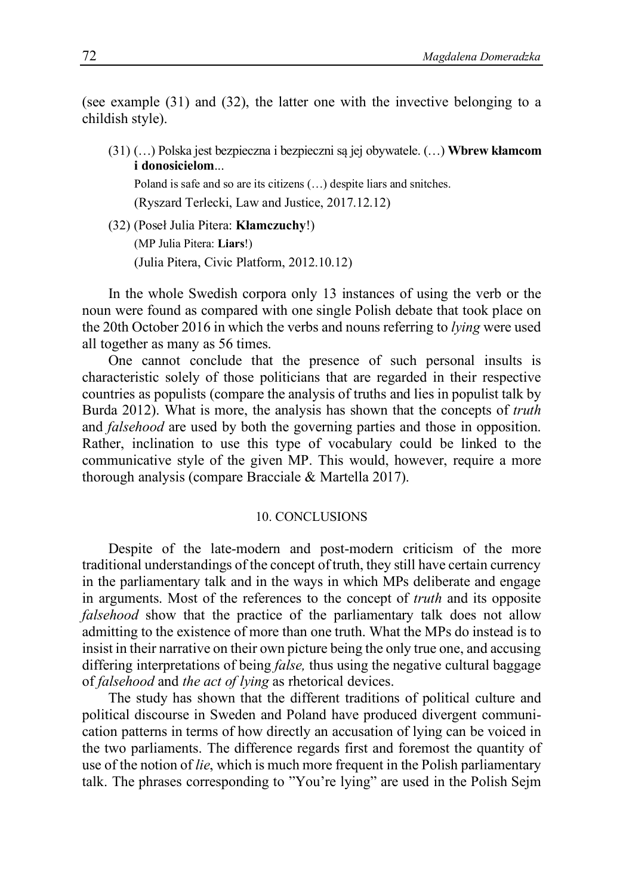(see example (31) and (32), the latter one with the invective belonging to a childish style).

(31) (…) Polska jest bezpieczna i bezpieczni są jej obywatele. (…) **Wbrew kłamcom i donosicielom**...

Poland is safe and so are its citizens (…) despite liars and snitches.

(Ryszard Terlecki, Law and Justice, 2017.12.12)

(32) (Poseł Julia Pitera: **Kłamczuchy**!)

(MP Julia Pitera: **Liars**!)

(Julia Pitera, Civic Platform, 2012.10.12)

In the whole Swedish corpora only 13 instances of using the verb or the noun were found as compared with one single Polish debate that took place on the 20th October 2016 in which the verbs and nouns referring to *lying* were used all together as many as 56 times.

One cannot conclude that the presence of such personal insults is characteristic solely of those politicians that are regarded in their respective countries as populists (compare the analysis of truths and lies in populist talk by Burda 2012). What is more, the analysis has shown that the concepts of *truth* and *falsehood* are used by both the governing parties and those in opposition. Rather, inclination to use this type of vocabulary could be linked to the communicative style of the given MP. This would, however, require a more thorough analysis (compare Bracciale & Martella 2017).

## 10. CONCLUSIONS

Despite of the late-modern and post-modern criticism of the more traditional understandings of the concept of truth, they still have certain currency in the parliamentary talk and in the ways in which MPs deliberate and engage in arguments. Most of the references to the concept of *truth* and its opposite *falsehood* show that the practice of the parliamentary talk does not allow admitting to the existence of more than one truth. What the MPs do instead is to insist in their narrative on their own picture being the only true one, and accusing differing interpretations of being *false,* thus using the negative cultural baggage of *falsehood* and *the act of lying* as rhetorical devices.

The study has shown that the different traditions of political culture and political discourse in Sweden and Poland have produced divergent communication patterns in terms of how directly an accusation of lying can be voiced in the two parliaments. The difference regards first and foremost the quantity of use of the notion of *lie*, which is much more frequent in the Polish parliamentary talk. The phrases corresponding to ”You're lying” are used in the Polish Sejm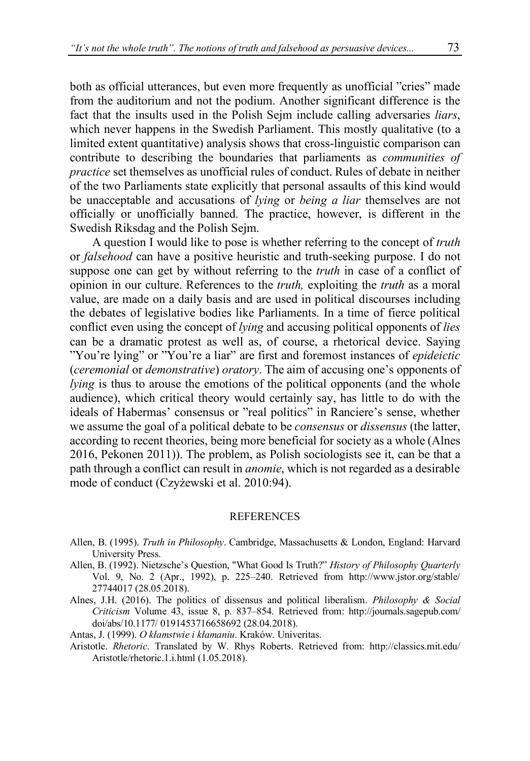both as official utterances, but even more frequently as unofficial "cries" made from the auditorium and not the podium. Another significant difference is the fact that the insults used in the Polish Sejm include calling adversaries *liars*, which never happens in the Swedish Parliament. This mostly qualitative (to a limited extent quantitative) analysis shows that cross-linguistic comparison can contribute to describing the boundaries that parliaments as *communities of practice* set themselves as unofficial rules of conduct. Rules of debate in neither of the two Parliaments state explicitly that personal assaults of this kind would be unacceptable and accusations of *lying* or *being a liar* themselves are not officially or unofficially banned. The practice, however, is different in the Swedish Riksdag and the Polish Sejm.

A question I would like to pose is whether referring to the concept of *truth* or *falsehood* can have a positive heuristic and truth-seeking purpose. I do not suppose one can get by without referring to the *truth* in case of a conflict of opinion in our culture. References to the *truth,* exploiting the *truth* as a moral value, are made on a daily basis and are used in political discourses including the debates of legislative bodies like Parliaments. In a time of fierce political conflict even using the concept of *lying* and accusing political opponents of *lies* can be a dramatic protest as well as, of course, a rhetorical device. Saying "You're lying" or "You're a liar" are first and foremost instances of *epideictic* (*ceremonial* or *demonstrative*) *oratory*. The aim of accusing one's opponents of *lying* is thus to arouse the emotions of the political opponents (and the whole audience), which critical theory would certainly say, has little to do with the ideals of Habermas' consensus or "real politics" in Ranciere's sense, whether we assume the goal of a political debate to be *consensus* or *dissensus* (the latter, according to recent theories, being more beneficial for society as a whole (Alnes 2016, Pekonen 2011)). The problem, as Polish sociologists see it, can be that a path through a conflict can result in *anomie*, which is not regarded as a desirable mode of conduct (Czyżewski et al. 2010:94).

## REFERENCES

Allen, B. (1995). *Truth in Philosophy*. Cambridge, Massachusetts & London, England: Harvard University Press.

Allen, B. (1992). Nietzsche's Question, "What Good Is Truth?" *History of Philosophy Quarterly* Vol. 9, No. 2 (Apr., 1992), p. 225–240. Retrieved from http://www.jstor.org/stable/27744017 (28.05.2018).

Alnes, J.H. (2016). The politics of dissensus and political liberalism. *Philosophy & Social Criticism* Volume 43, issue 8, p. 837–854. Retrieved from: http://journals.sagepub.com/doi/abs/10.1177/ 0191453716658692 (28.04.2018).

Antas, J. (1999). *O kłamstwie i kłamaniu*. Kraków. Univeritas.

Aristotle. *Rhetoric*. Translated by W. Rhys Roberts. Retrieved from: http://classics.mit.edu/Aristotle/rhetoric.1.i.html (1.05.2018).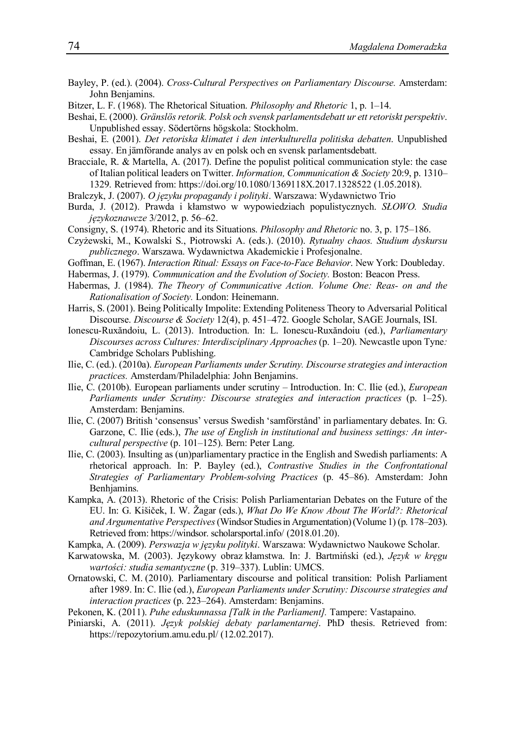Bayley, P. (ed.). (2004). *Cross-Cultural Perspectives on Parliamentary Discourse.* Amsterdam: John Benjamins.

Bitzer, L. F. (1968). The Rhetorical Situation. *Philosophy and Rhetoric* 1, p. 1–14.

Beshai, E. (2000). *Gränslös retorik. Polsk och svensk parlamentsdebatt ur ett retoriskt perspektiv*. Unpublished essay. Södertörns högskola: Stockholm.

Beshai, E. (2001). *Det retoriska klimatet i den interkulturella politiska debatten*. Unpublished essay. En jämförande analys av en polsk och en svensk parlamentsdebatt.

Bracciale, R. & Martella, A. (2017). Define the populist political communication style: the case of Italian political leaders on Twitter. *Information, Communication & Society* 20:9, p. 1310–1329. Retrieved from: https://doi.org/10.1080/1369118X.2017.1328522 (1.05.2018).

Bralczyk, J. (2007). *O języku propagandy i polityki*. Warszawa: Wydawnictwo Trio

Burda, J. (2012). Prawda i kłamstwo w wypowiedziach populistycznych. *SŁOWO. Studia językoznawcze* 3/2012, p. 56–62.

Consigny, S. (1974). Rhetoric and its Situations. *Philosophy and Rhetoric* no. 3, p. 175–186.

Czyżewski, M., Kowalski S., Piotrowski A. (eds.). (2010). *Rytualny chaos. Studium dyskursu publicznego*. Warszawa. Wydawnictwa Akademickie i Profesjonalne.

Goffman, E. (1967). *Interaction Ritual: Essays on Face-to-Face Behavior*. New York: Doubleday.

Habermas, J. (1979). *Communication and the Evolution of Society.* Boston: Beacon Press.

Habermas, J. (1984). *The Theory of Communicative Action. Volume One: Reas- on and the Rationalisation of Society.* London: Heinemann.

Harris, S. (2001). Being Politically Impolite: Extending Politeness Theory to Adversarial Political Discourse. *Discourse & Society* 12(4), p. 451–472. Google Scholar, SAGE Journals, ISI.

Ionescu-Ruxăndoiu, L. (2013). Introduction. In: L. Ionescu-Ruxăndoiu (ed.), *Parliamentary Discourses across Cultures: Interdisciplinary Approaches* (p. 1–20). Newcastle upon Tyne*:* Cambridge Scholars Publishing.

Ilie, C. (ed.). (2010a). *European Parliaments under Scrutiny. Discourse strategies and interaction practices.* Amsterdam/Philadelphia: John Benjamins.

Ilie, C. (2010b). European parliaments under scrutiny – Introduction. In: C. Ilie (ed.), *European Parliaments under Scrutiny: Discourse strategies and interaction practices* (p. 1–25). Amsterdam: Benjamins.

Ilie, C. (2007) British 'consensus' versus Swedish 'samförstånd' in parliamentary debates. In: G. Garzone, C. Ilie (eds.), *The use of English in institutional and business settings: An intercultural perspective* (p. 101–125). Bern: Peter Lang.

Ilie, C. (2003). Insulting as (un)parliamentary practice in the English and Swedish parliaments: A rhetorical approach. In: P. Bayley (ed.), *Contrastive Studies in the Confrontational Strategies of Parliamentary Problem-solving Practices* (p. 45–86). Amsterdam: John Benhjamins.

Kampka, A. (2013). Rhetoric of the Crisis: Polish Parliamentarian Debates on the Future of the EU. In: G. Kišiček, I. W. Žagar (eds.), *What Do We Know About The World?: Rhetorical and Argumentative Perspectives* (Windsor Studies in Argumentation) (Volume 1) (p. 178–203). Retrieved from: https://windsor. scholarsportal.info/ (2018.01.20).

Kampka, A. (2009). *Perswazja w języku polityki*. Warszawa: Wydawnictwo Naukowe Scholar.

Karwatowska, M. (2003). Językowy obraz kłamstwa. In: J. Bartmiński (ed.), *Język w kręgu wartości: studia semantyczne* (p. 319–337). Lublin: UMCS.

Ornatowski, C. M. (2010). Parliamentary discourse and political transition: Polish Parliament after 1989. In: C. Ilie (ed.), *European Parliaments under Scrutiny: Discourse strategies and interaction practices* (p. 223–264). Amsterdam: Benjamins.

Pekonen, K. (2011). *Puhe eduskunnassa [Talk in the Parliament].* Tampere: Vastapaino.

Piniarski, A. (2011). *Język polskiej debaty parlamentarnej*. PhD thesis. Retrieved from: https://repozytorium.amu.edu.pl/ (12.02.2017).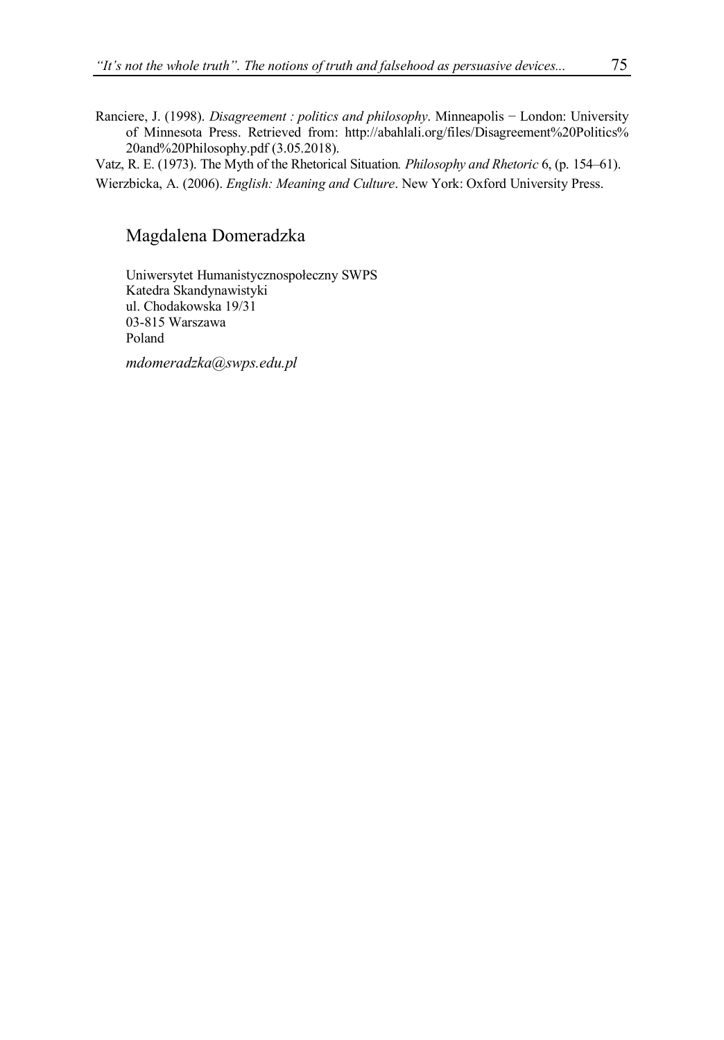Ranciere, J. (1998). *Disagreement : politics and philosophy*. Minneapolis − London: University of Minnesota Press. Retrieved from: http://abahlali.org/files/Disagreement%20Politics%20and%20Philosophy.pdf (3.05.2018).

Vatz, R. E. (1973). The Myth of the Rhetorical Situation*. Philosophy and Rhetoric* 6, (p. 154–61).

Wierzbicka, A. (2006). *English: Meaning and Culture*. New York: Oxford University Press.

## Magdalena Domeradzka

Uniwersytet Humanistycznospołeczny SWPS
Katedra Skandynawistyki
ul. Chodakowska 19/31
03-815 Warszawa
Poland

*mdomeradzka@swps.edu.pl*